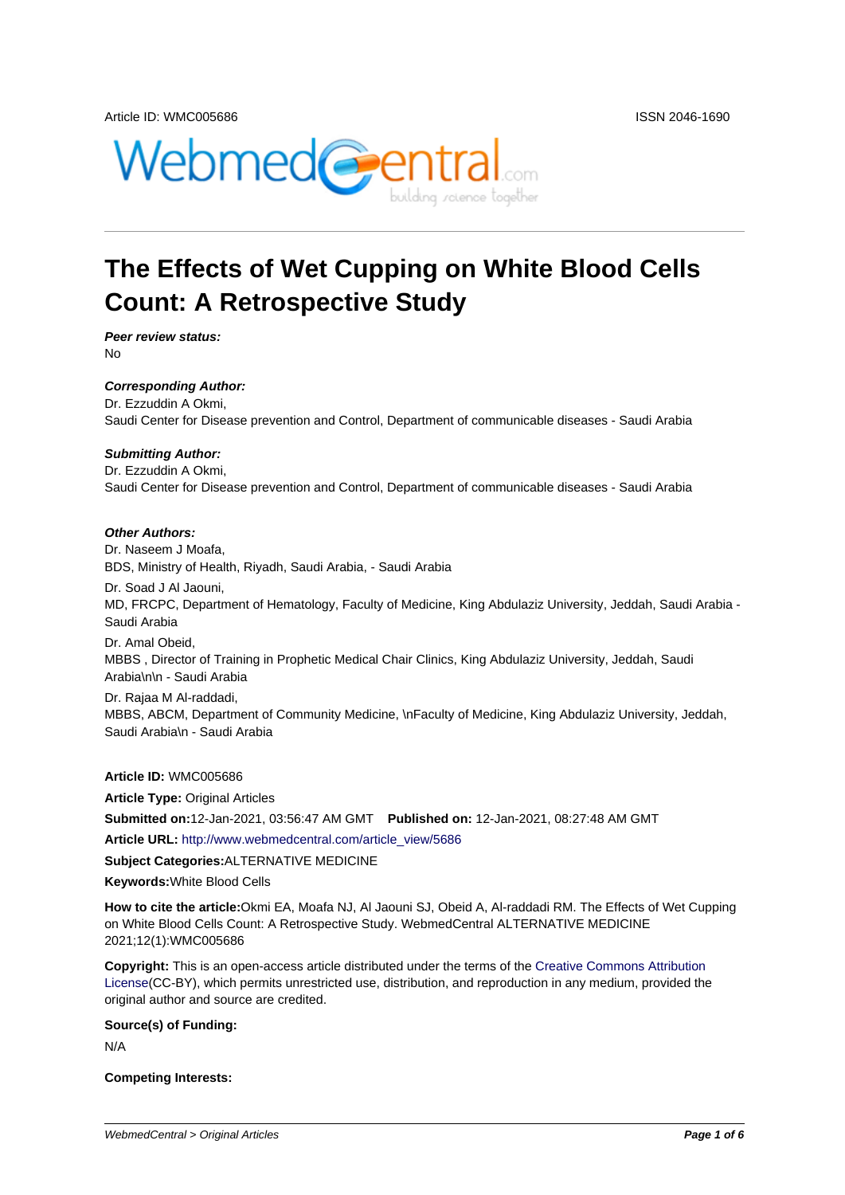Article ID: WMC005686

ISSN 2046-1690

# The Effects of Wet Cupping on White Blood Cells Count: A Retrospective Study

***Peer review status:***

No

***Corresponding Author:***

Dr. Ezzuddin A Okmi,
Saudi Center for Disease prevention and Control, Department of communicable diseases - Saudi Arabia

***Submitting Author:***

Dr. Ezzuddin A Okmi,
Saudi Center for Disease prevention and Control, Department of communicable diseases - Saudi Arabia

***Other Authors:***

Dr. Naseem J Moafa,
BDS, Ministry of Health, Riyadh, Saudi Arabia, - Saudi Arabia

Dr. Soad J Al Jaouni,
MD, FRCPC, Department of Hematology, Faculty of Medicine, King Abdulaziz University, Jeddah, Saudi Arabia - Saudi Arabia

Dr. Amal Obeid,
MBBS , Director of Training in Prophetic Medical Chair Clinics, King Abdulaziz University, Jeddah, Saudi Arabia\n\n - Saudi Arabia

Dr. Rajaa M Al-raddadi,
MBBS, ABCM, Department of Community Medicine, \nFaculty of Medicine, King Abdulaziz University, Jeddah, Saudi Arabia\n - Saudi Arabia

**Article ID:** WMC005686

**Article Type:** Original Articles

**Submitted on:** 12-Jan-2021, 03:56:47 AM GMT **Published on:** 12-Jan-2021, 08:27:48 AM GMT

**Article URL:** http://www.webmedcentral.com/article_view/5686

**Subject Categories:** ALTERNATIVE MEDICINE

**Keywords:** White Blood Cells

**How to cite the article:** Okmi EA, Moafa NJ, Al Jaouni SJ, Obeid A, Al-raddadi RM. The Effects of Wet Cupping on White Blood Cells Count: A Retrospective Study. WebmedCentral ALTERNATIVE MEDICINE 2021;12(1):WMC005686

**Copyright:** This is an open-access article distributed under the terms of the Creative Commons Attribution License(CC-BY), which permits unrestricted use, distribution, and reproduction in any medium, provided the original author and source are credited.

**Source(s) of Funding:**

N/A

**Competing Interests:**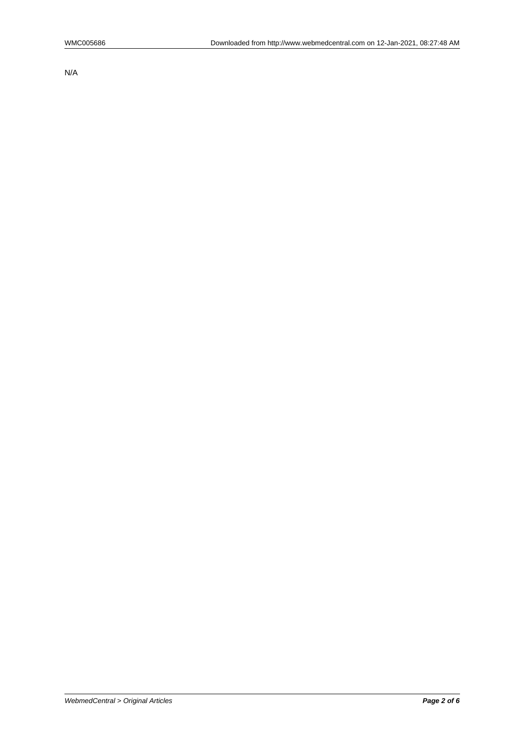N/A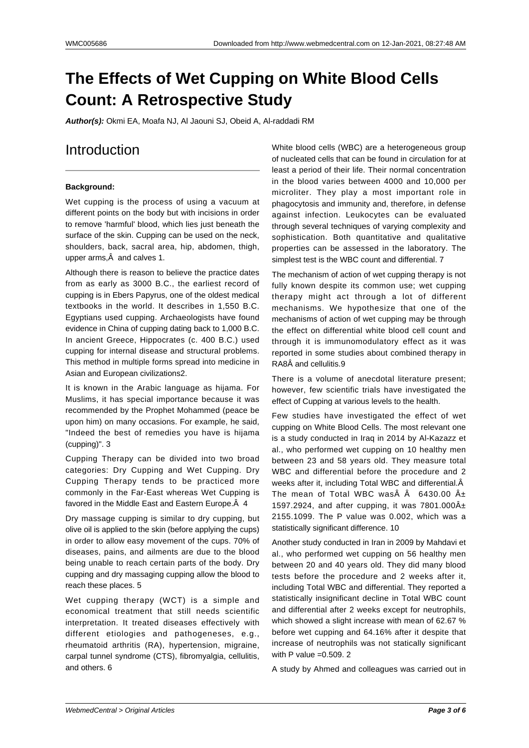# The Effects of Wet Cupping on White Blood Cells Count: A Retrospective Study

***Author(s):*** Okmi EA, Moafa NJ, Al Jaouni SJ, Obeid A, Al-raddadi RM

# Introduction

**Background:**

Wet cupping is the process of using a vacuum at different points on the body but with incisions in order to remove 'harmful' blood, which lies just beneath the surface of the skin. Cupping can be used on the neck, shoulders, back, sacral area, hip, abdomen, thigh, upper arms,Â  and calves 1.

Although there is reason to believe the practice dates from as early as 3000 B.C., the earliest record of cupping is in Ebers Papyrus, one of the oldest medical textbooks in the world. It describes in 1,550 B.C. Egyptians used cupping. Archaeologists have found evidence in China of cupping dating back to 1,000 B.C. In ancient Greece, Hippocrates (c. 400 B.C.) used cupping for internal disease and structural problems. This method in multiple forms spread into medicine in Asian and European civilizations2.

It is known in the Arabic language as hijama. For Muslims, it has special importance because it was recommended by the Prophet Mohammed (peace be upon him) on many occasions. For example, he said, "Indeed the best of remedies you have is hijama (cupping)". 3

Cupping Therapy can be divided into two broad categories: Dry Cupping and Wet Cupping. Dry Cupping Therapy tends to be practiced more commonly in the Far-East whereas Wet Cupping is favored in the Middle East and Eastern Europe.Â  4

Dry massage cupping is similar to dry cupping, but olive oil is applied to the skin (before applying the cups) in order to allow easy movement of the cups. 70% of diseases, pains, and ailments are due to the blood being unable to reach certain parts of the body. Dry cupping and dry massaging cupping allow the blood to reach these places. 5

Wet cupping therapy (WCT) is a simple and economical treatment that still needs scientific interpretation. It treated diseases effectively with different etiologies and pathogeneses, e.g., rheumatoid arthritis (RA), hypertension, migraine, carpal tunnel syndrome (CTS), fibromyalgia, cellulitis, and others. 6

White blood cells (WBC) are a heterogeneous group of nucleated cells that can be found in circulation for at least a period of their life. Their normal concentration in the blood varies between 4000 and 10,000 per microliter. They play a most important role in phagocytosis and immunity and, therefore, in defense against infection. Leukocytes can be evaluated through several techniques of varying complexity and sophistication. Both quantitative and qualitative properties can be assessed in the laboratory. The simplest test is the WBC count and differential. 7

The mechanism of action of wet cupping therapy is not fully known despite its common use; wet cupping therapy might act through a lot of different mechanisms. We hypothesize that one of the mechanisms of action of wet cupping may be through the effect on differential white blood cell count and through it is immunomodulatory effect as it was reported in some studies about combined therapy in RA8Â and cellulitis.9

There is a volume of anecdotal literature present; however, few scientific trials have investigated the effect of Cupping at various levels to the health.

Few studies have investigated the effect of wet cupping on White Blood Cells. The most relevant one is a study conducted in Iraq in 2014 by Al-Kazazz et al., who performed wet cupping on 10 healthy men between 23 and 58 years old. They measure total WBC and differential before the procedure and 2 weeks after it, including Total WBC and differential.Â The mean of Total WBC wasÂ Â  6430.00 Â± 1597.2924, and after cupping, it was 7801.000Â± 2155.1099. The P value was 0.002, which was a statistically significant difference. 10

Another study conducted in Iran in 2009 by Mahdavi et al., who performed wet cupping on 56 healthy men between 20 and 40 years old. They did many blood tests before the procedure and 2 weeks after it, including Total WBC and differential. They reported a statistically insignificant decline in Total WBC count and differential after 2 weeks except for neutrophils, which showed a slight increase with mean of 62.67 % before wet cupping and 64.16% after it despite that increase of neutrophils was not statically significant with P value =0.509. 2

A study by Ahmed and colleagues was carried out in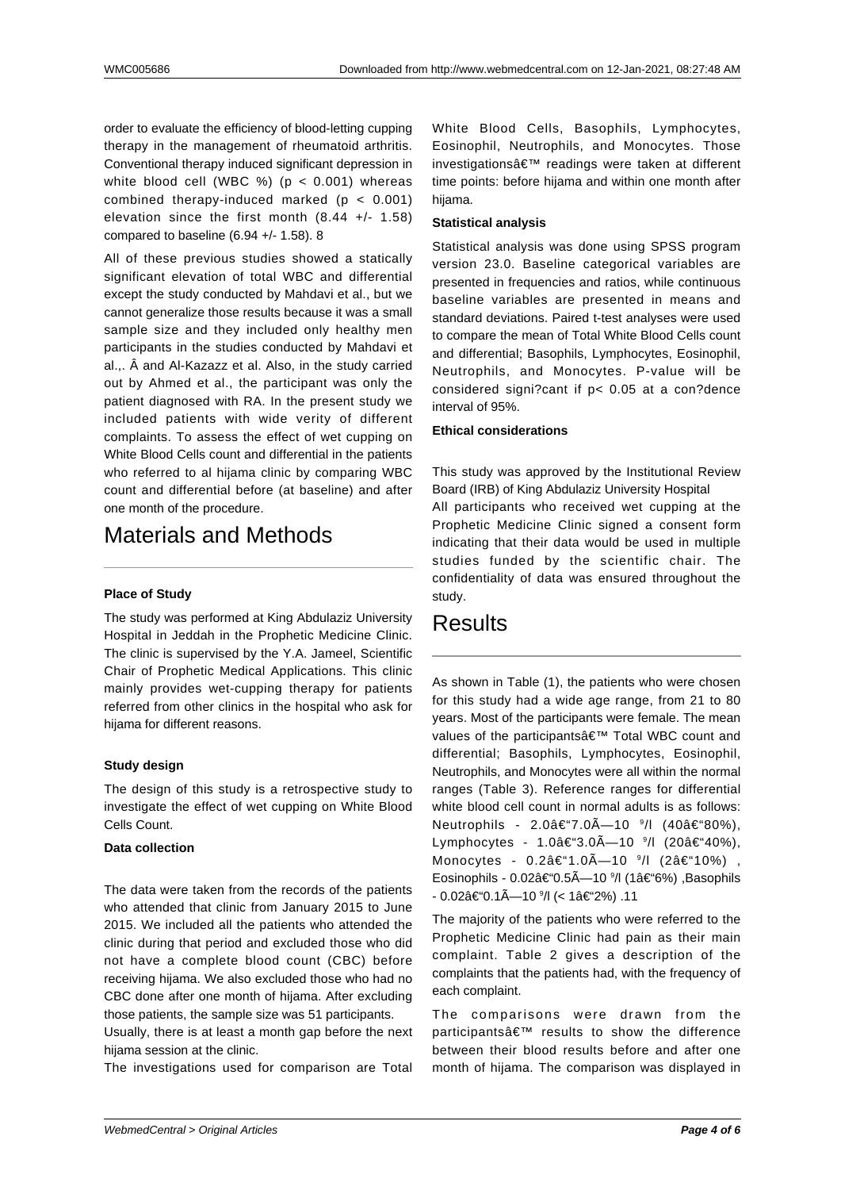order to evaluate the efficiency of blood-letting cupping therapy in the management of rheumatoid arthritis. Conventional therapy induced significant depression in white blood cell (WBC %) ($p < 0.001$) whereas combined therapy-induced marked ($p < 0.001$) elevation since the first month (8.44 +/- 1.58) compared to baseline (6.94 +/- 1.58). 8

All of these previous studies showed a statically significant elevation of total WBC and differential except the study conducted by Mahdavi et al., but we cannot generalize those results because it was a small sample size and they included only healthy men participants in the studies conducted by Mahdavi et al.,. Â and Al-Kazazz et al. Also, in the study carried out by Ahmed et al., the participant was only the patient diagnosed with RA. In the present study we included patients with wide verity of different complaints. To assess the effect of wet cupping on White Blood Cells count and differential in the patients who referred to al hijama clinic by comparing WBC count and differential before (at baseline) and after one month of the procedure.

# Materials and Methods

**Place of Study**

The study was performed at King Abdulaziz University Hospital in Jeddah in the Prophetic Medicine Clinic. The clinic is supervised by the Y.A. Jameel, Scientific Chair of Prophetic Medical Applications. This clinic mainly provides wet-cupping therapy for patients referred from other clinics in the hospital who ask for hijama for different reasons.

**Study design**

The design of this study is a retrospective study to investigate the effect of wet cupping on White Blood Cells Count.

**Data collection**

The data were taken from the records of the patients who attended that clinic from January 2015 to June 2015. We included all the patients who attended the clinic during that period and excluded those who did not have a complete blood count (CBC) before receiving hijama. We also excluded those who had no CBC done after one month of hijama. After excluding those patients, the sample size was 51 participants.

Usually, there is at least a month gap before the next hijama session at the clinic.

The investigations used for comparison are Total White Blood Cells, Basophils, Lymphocytes, Eosinophil, Neutrophils, and Monocytes. Those investigationsâ€™ readings were taken at different time points: before hijama and within one month after hijama.

**Statistical analysis**

Statistical analysis was done using SPSS program version 23.0. Baseline categorical variables are presented in frequencies and ratios, while continuous baseline variables are presented in means and standard deviations. Paired t-test analyses were used to compare the mean of Total White Blood Cells count and differential; Basophils, Lymphocytes, Eosinophil, Neutrophils, and Monocytes. P-value will be considered signi?cant if $p < 0.05$ at a con?dence interval of 95%.

**Ethical considerations**

This study was approved by the Institutional Review Board (IRB) of King Abdulaziz University Hospital

All participants who received wet cupping at the Prophetic Medicine Clinic signed a consent form indicating that their data would be used in multiple studies funded by the scientific chair. The confidentiality of data was ensured throughout the study.

# Results

As shown in Table (1), the patients who were chosen for this study had a wide age range, from 21 to 80 years. Most of the participants were female. The mean values of the participantsâ€™ Total WBC count and differential; Basophils, Lymphocytes, Eosinophil, Neutrophils, and Monocytes were all within the normal ranges (Table 3). Reference ranges for differential white blood cell count in normal adults is as follows: Neutrophils - 2.0â€“7.0Ã—10 ⁹/l (40â€“80%), Lymphocytes - 1.0â€“3.0Ã—10 ⁹/l (20â€“40%), Monocytes - 0.2â€“1.0Ã—10 ⁹/l (2â€“10%) , Eosinophils - 0.02â€“0.5Ã—10 ⁹/l (1â€“6%) ,Basophils - 0.02â€“0.1Ã—10 ⁹/l (< 1â€“2%) .11

The majority of the patients who were referred to the Prophetic Medicine Clinic had pain as their main complaint. Table 2 gives a description of the complaints that the patients had, with the frequency of each complaint.

The comparisons were drawn from the participantsâ€™ results to show the difference between their blood results before and after one month of hijama. The comparison was displayed in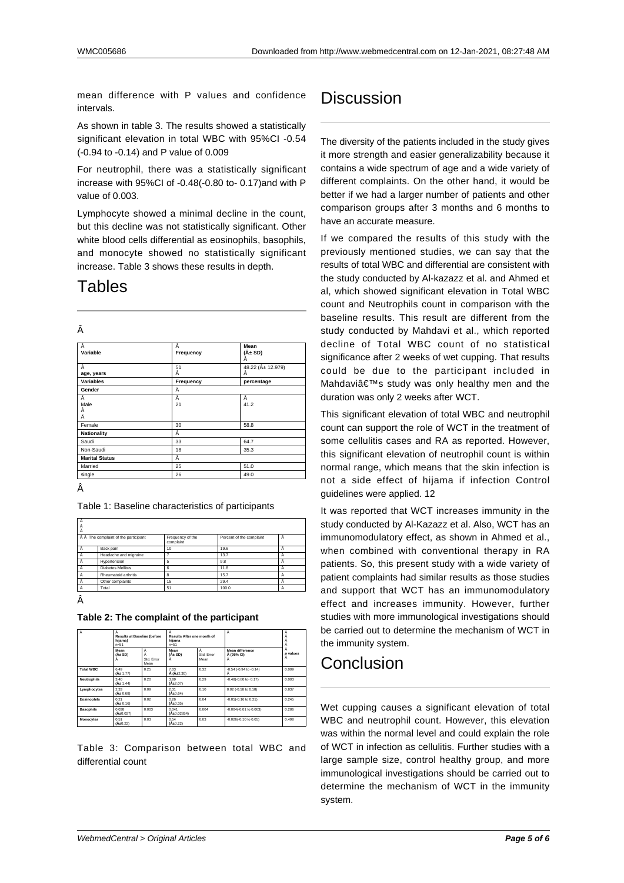mean difference with P values and confidence intervals.

As shown in table 3. The results showed a statistically significant elevation in total WBC with 95%CI -0.54 (-0.94 to -0.14) and P value of 0.009

For neutrophil, there was a statistically significant increase with 95%CI of -0.48(-0.80 to- 0.17)and with P value of 0.003.

Lymphocyte showed a minimal decline in the count, but this decline was not statistically significant. Other white blood cells differential as eosinophils, basophils, and monocyte showed no statistically significant increase. Table 3 shows these results in depth.

# Tables

Â

| Â Variable | Â Frequency | Mean (Â± SD) Â |
|---|---|---|
| Â age, years | 51 Â | 48.22 (Â± 12.979) Â |
| **Variables** | **Frequency** | **percentage** |
| **Gender** | Â | |
| Â Male Â Â | Â 21 | Â 41.2 |
| Female | 30 | 58.8 |
| **Nationality** | Â | |
| Saudi | 33 | 64.7 |
| Non-Saudi | 18 | 35.3 |
| **Marital Status** | Â | |
| Married | 25 | 51.0 |
| single | 26 | 49.0 |

Â

Table 1: Baseline characteristics of participants

| Â Â The complaint of the participant | | Frequency of the complaint | Percent of the complaint | Â |
|---|---|---|---|---|
| Â | Back pain | 10 | 19.6 | Â |
| Â | Headache and migraine | 7 | 13.7 | Â |
| Â | Hypertension | 5 | 9.8 | Â |
| Â | Diabetes Mellitus | 6 | 11.8 | Â |
| Â | Rheumatoid arthritis | 8 | 15.7 | Â |
| Â | Other complaints | 15 | 29.4 | Â |
| Â | Total | 51 | 100.0 | Â |

Â

**Table 2: The complaint of the participant**

| Â | Â Results at Baseline (before hijama) n=51 | | Â Results After one month of hijama n=51 | | Â | Â Â Â Â |
|---|---|---|---|---|---|---|
| | Mean (Â± SD) Â | Â Â Std. Error Mean | Mean (Â± SD) Â | Â Std. Error Mean | Mean difference Â (95% CI) Â | Â *p* values Â |
| **Total WBC** | 6.49 (Â± 1.77) | 0.25 | 7.03 Â (Â±2.30) | 0.32 | -0.54 (-0.94 to -0.14) Â | 0.009 |
| **Neutrophils** | 3.40 (Â± 1.44) | 0.20 | 3.89 (Â±2.07) | 0.29 | -0.48(-0.80 to- 0.17) | 0.003 |
| **Lymphocytes** | 2.33 (Â± 0.68) | 0.09 | 2.31 (Â±0.64) | 0.10 | 0.02 (-0.18 to 0.18) | 0.837 |
| **Eosinophils** | 0.21 (Â± 0.16) | 0.02 | 0.26 (Â±0.35) | 0.04 | -0.05(-0.16 to 0.21) | 0.245 |
| **Basophils** | 0.038 (Â±0.027) | 0.003 | 0.041 (Â±0.02854) | 0.004 | -0.004(-0.01 to 0.003) | 0.286 |
| **Monocytes** | 0.51 (Â±0.22) | 0.03 | 0.54 (Â±0.22) | 0.03 | -0.026(-0.10 to 0.05) | 0.498 |

Table 3: Comparison between total WBC and differential count

# Discussion

The diversity of the patients included in the study gives it more strength and easier generalizability because it contains a wide spectrum of age and a wide variety of different complaints. On the other hand, it would be better if we had a larger number of patients and other comparison groups after 3 months and 6 months to have an accurate measure.

If we compared the results of this study with the previously mentioned studies, we can say that the results of total WBC and differential are consistent with the study conducted by Al-kazazz et al. and Ahmed et al, which showed significant elevation in Total WBC count and Neutrophils count in comparison with the baseline results. This result are different from the study conducted by Mahdavi et al., which reported decline of Total WBC count of no statistical significance after 2 weeks of wet cupping. That results could be due to the participant included in Mahdaviâ€™s study was only healthy men and the duration was only 2 weeks after WCT.

This significant elevation of total WBC and neutrophil count can support the role of WCT in the treatment of some cellulitis cases and RA as reported. However, this significant elevation of neutrophil count is within normal range, which means that the skin infection is not a side effect of hijama if infection Control guidelines were applied. 12

It was reported that WCT increases immunity in the study conducted by Al-Kazazz et al. Also, WCT has an immunomodulatory effect, as shown in Ahmed et al., when combined with conventional therapy in RA patients. So, this present study with a wide variety of patient complaints had similar results as those studies and support that WCT has an immunomodulatory effect and increases immunity. However, further studies with more immunological investigations should be carried out to determine the mechanism of WCT in the immunity system.

# Conclusion

Wet cupping causes a significant elevation of total WBC and neutrophil count. However, this elevation was within the normal level and could explain the role of WCT in infection as cellulitis. Further studies with a large sample size, control healthy group, and more immunological investigations should be carried out to determine the mechanism of WCT in the immunity system.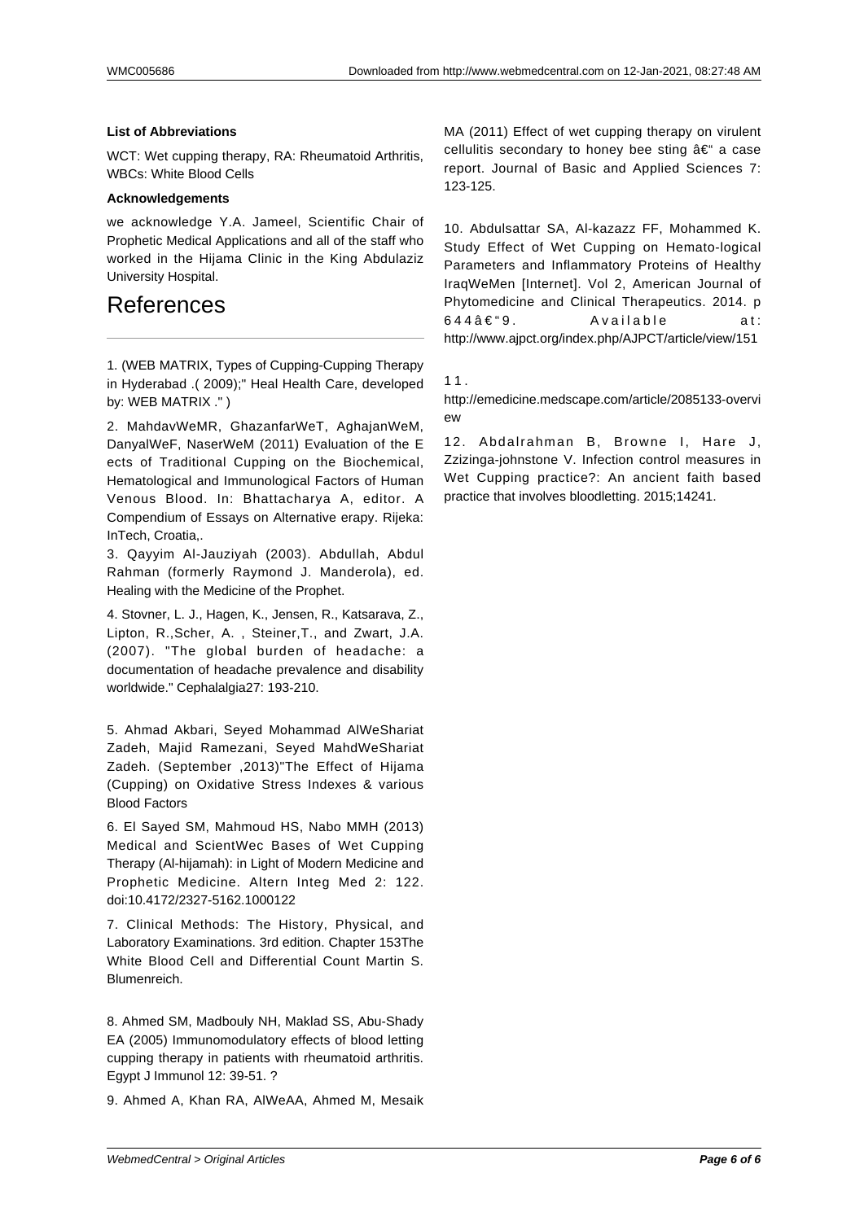**List of Abbreviations**

WCT: Wet cupping therapy, RA: Rheumatoid Arthritis, WBCs: White Blood Cells

**Acknowledgements**

we acknowledge Y.A. Jameel, Scientific Chair of Prophetic Medical Applications and all of the staff who worked in the Hijama Clinic in the King Abdulaziz University Hospital.

# References

1. (WEB MATRIX, Types of Cupping-Cupping Therapy in Hyderabad .( 2009);" Heal Health Care, developed by: WEB MATRIX ." )

2. MahdavWeMR, GhazanfarWeT, AghajanWeM, DanyalWeF, NaserWeM (2011) Evaluation of the E ects of Traditional Cupping on the Biochemical, Hematological and Immunological Factors of Human Venous Blood. In: Bhattacharya A, editor. A Compendium of Essays on Alternative erapy. Rijeka: InTech, Croatia,.

3. Qayyim Al-Jauziyah (2003). Abdullah, Abdul Rahman (formerly Raymond J. Manderola), ed. Healing with the Medicine of the Prophet.

4. Stovner, L. J., Hagen, K., Jensen, R., Katsarava, Z., Lipton, R.,Scher, A. , Steiner,T., and Zwart, J.A. (2007). "The global burden of headache: a documentation of headache prevalence and disability worldwide." Cephalalgia27: 193-210.

5. Ahmad Akbari, Seyed Mohammad AlWeShariat Zadeh, Majid Ramezani, Seyed MahdWeShariat Zadeh. (September ,2013)"The Effect of Hijama (Cupping) on Oxidative Stress Indexes & various Blood Factors

6. El Sayed SM, Mahmoud HS, Nabo MMH (2013) Medical and ScientWec Bases of Wet Cupping Therapy (Al-hijamah): in Light of Modern Medicine and Prophetic Medicine. Altern Integ Med 2: 122. doi:10.4172/2327-5162.1000122

7. Clinical Methods: The History, Physical, and Laboratory Examinations. 3rd edition. Chapter 153The White Blood Cell and Differential Count Martin S. Blumenreich.

8. Ahmed SM, Madbouly NH, Maklad SS, Abu-Shady EA (2005) Immunomodulatory effects of blood letting cupping therapy in patients with rheumatoid arthritis. Egypt J Immunol 12: 39-51. ?

9. Ahmed A, Khan RA, AlWeAA, Ahmed M, Mesaik MA (2011) Effect of wet cupping therapy on virulent cellulitis secondary to honey bee sting â€" a case report. Journal of Basic and Applied Sciences 7: 123-125.

10. Abdulsattar SA, Al-kazazz FF, Mohammed K. Study Effect of Wet Cupping on Hemato-logical Parameters and Inflammatory Proteins of Healthy IraqWeMen [Internet]. Vol 2, American Journal of Phytomedicine and Clinical Therapeutics. 2014. p 644â€"9. Available at: http://www.ajpct.org/index.php/AJPCT/article/view/151

11. http://emedicine.medscape.com/article/2085133-overview

12. Abdalrahman B, Browne I, Hare J, Zzizinga-johnstone V. Infection control measures in Wet Cupping practice?: An ancient faith based practice that involves bloodletting. 2015;14241.